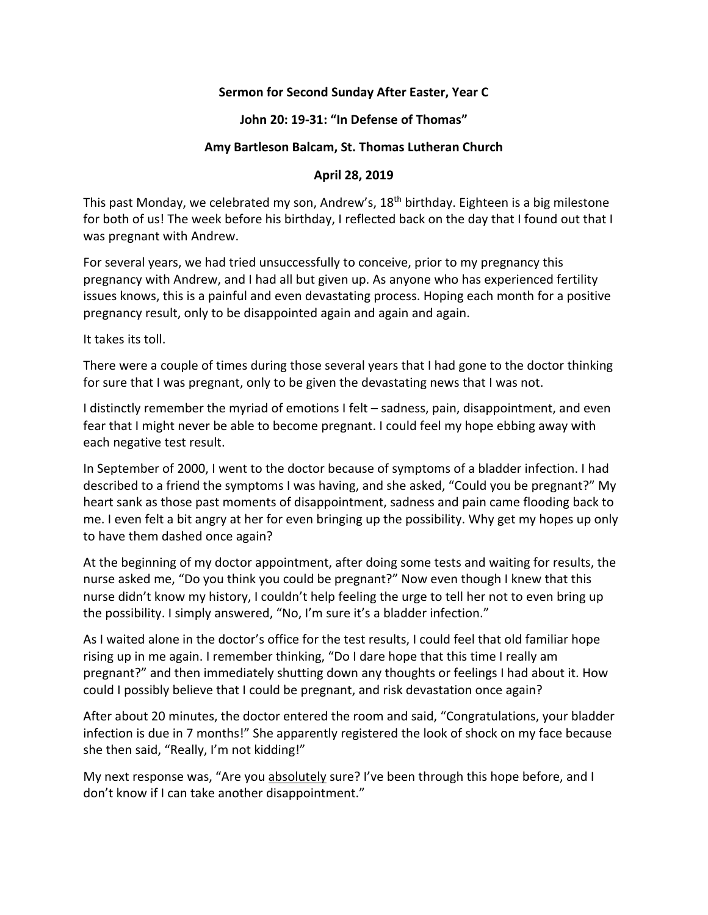**Sermon for Second Sunday After Easter, Year C**

**John 20: 19-31: "In Defense of Thomas"**

**Amy Bartleson Balcam, St. Thomas Lutheran Church**

**April 28, 2019**

This past Monday, we celebrated my son, Andrew's, 18th birthday. Eighteen is a big milestone for both of us! The week before his birthday, I reflected back on the day that I found out that I was pregnant with Andrew.

For several years, we had tried unsuccessfully to conceive, prior to my pregnancy this pregnancy with Andrew, and I had all but given up. As anyone who has experienced fertility issues knows, this is a painful and even devastating process. Hoping each month for a positive pregnancy result, only to be disappointed again and again and again.

It takes its toll.

There were a couple of times during those several years that I had gone to the doctor thinking for sure that I was pregnant, only to be given the devastating news that I was not.

I distinctly remember the myriad of emotions I felt – sadness, pain, disappointment, and even fear that I might never be able to become pregnant. I could feel my hope ebbing away with each negative test result.

In September of 2000, I went to the doctor because of symptoms of a bladder infection. I had described to a friend the symptoms I was having, and she asked, "Could you be pregnant?" My heart sank as those past moments of disappointment, sadness and pain came flooding back to me. I even felt a bit angry at her for even bringing up the possibility. Why get my hopes up only to have them dashed once again?

At the beginning of my doctor appointment, after doing some tests and waiting for results, the nurse asked me, "Do you think you could be pregnant?" Now even though I knew that this nurse didn't know my history, I couldn't help feeling the urge to tell her not to even bring up the possibility. I simply answered, "No, I'm sure it's a bladder infection."

As I waited alone in the doctor's office for the test results, I could feel that old familiar hope rising up in me again. I remember thinking, "Do I dare hope that this time I really am pregnant?" and then immediately shutting down any thoughts or feelings I had about it. How could I possibly believe that I could be pregnant, and risk devastation once again?

After about 20 minutes, the doctor entered the room and said, "Congratulations, your bladder infection is due in 7 months!" She apparently registered the look of shock on my face because she then said, "Really, I'm not kidding!"

My next response was, "Are you absolutely sure? I've been through this hope before, and I don't know if I can take another disappointment."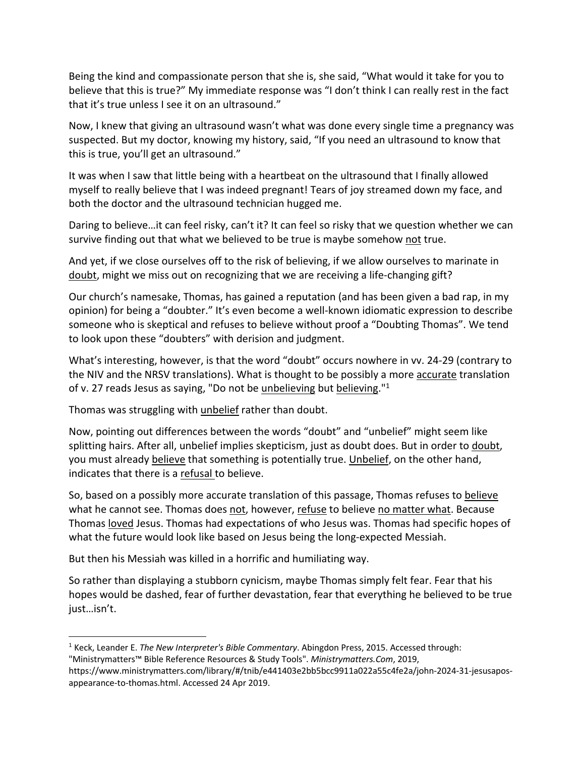Being the kind and compassionate person that she is, she said, "What would it take for you to believe that this is true?" My immediate response was "I don't think I can really rest in the fact that it's true unless I see it on an ultrasound."

Now, I knew that giving an ultrasound wasn't what was done every single time a pregnancy was suspected. But my doctor, knowing my history, said, "If you need an ultrasound to know that this is true, you'll get an ultrasound."

It was when I saw that little being with a heartbeat on the ultrasound that I finally allowed myself to really believe that I was indeed pregnant! Tears of joy streamed down my face, and both the doctor and the ultrasound technician hugged me.

Daring to believe…it can feel risky, can't it? It can feel so risky that we question whether we can survive finding out that what we believed to be true is maybe somehow <u>not</u> true.

And yet, if we close ourselves off to the risk of believing, if we allow ourselves to marinate in <u>doubt</u>, might we miss out on recognizing that we are receiving a life-changing gift?

Our church's namesake, Thomas, has gained a reputation (and has been given a bad rap, in my opinion) for being a "doubter." It's even become a well-known idiomatic expression to describe someone who is skeptical and refuses to believe without proof a "Doubting Thomas". We tend to look upon these "doubters" with derision and judgment.

What's interesting, however, is that the word "doubt" occurs nowhere in vv. 24-29 (contrary to the NIV and the NRSV translations). What is thought to be possibly a more <u>accurate</u> translation of v. 27 reads Jesus as saying, "Do not be <u>unbelieving</u> but <u>believing</u>."[1]

Thomas was struggling with <u>unbelief</u> rather than doubt.

Now, pointing out differences between the words "doubt" and "unbelief" might seem like splitting hairs. After all, unbelief implies skepticism, just as doubt does. But in order to <u>doubt</u>, you must already <u>believe</u> that something is potentially true. <u>Unbelief</u>, on the other hand, indicates that there is a <u>refusal</u> to believe.

So, based on a possibly more accurate translation of this passage, Thomas refuses to <u>believe</u> what he cannot see. Thomas does <u>not</u>, however, <u>refuse</u> to believe <u>no matter what</u>. Because Thomas <u>loved</u> Jesus. Thomas had expectations of who Jesus was. Thomas had specific hopes of what the future would look like based on Jesus being the long-expected Messiah.

But then his Messiah was killed in a horrific and humiliating way.

So rather than displaying a stubborn cynicism, maybe Thomas simply felt fear. Fear that his hopes would be dashed, fear of further devastation, fear that everything he believed to be true just…isn't.

---

[1] Keck, Leander E. *The New Interpreter's Bible Commentary*. Abingdon Press, 2015. Accessed through: "Ministrymatters™ Bible Reference Resources & Study Tools". *Ministrymatters.Com*, 2019, https://www.ministrymatters.com/library/#/tnib/e441403e2bb5bcc9911a022a55c4fe2a/john-2024-31-jesusapos-appearance-to-thomas.html. Accessed 24 Apr 2019.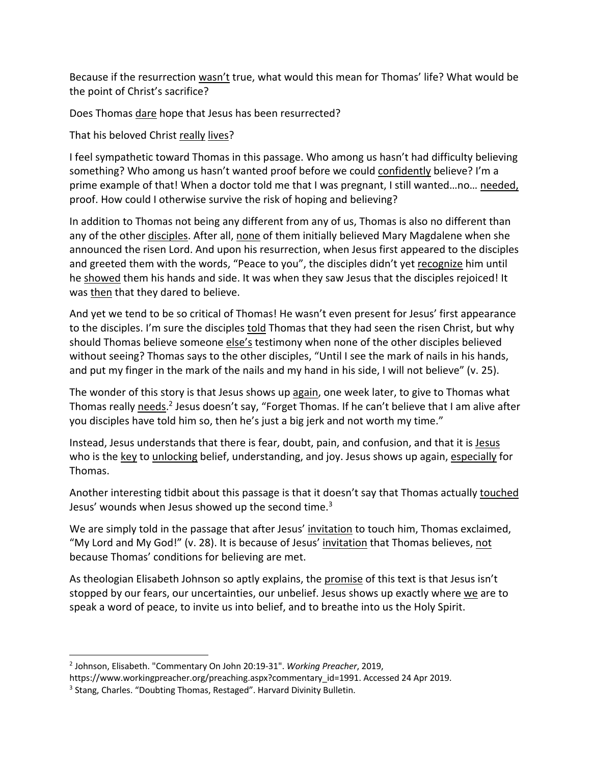Because if the resurrection <u>wasn't</u> true, what would this mean for Thomas' life? What would be the point of Christ's sacrifice?

Does Thomas <u>dare</u> hope that Jesus has been resurrected?

That his beloved Christ <u>really</u> <u>lives</u>?

I feel sympathetic toward Thomas in this passage. Who among us hasn't had difficulty believing something? Who among us hasn't wanted proof before we could <u>confidently</u> believe? I'm a prime example of that! When a doctor told me that I was pregnant, I still wanted…no… <u>needed,</u> proof. How could I otherwise survive the risk of hoping and believing?

In addition to Thomas not being any different from any of us, Thomas is also no different than any of the other <u>disciples</u>. After all, <u>none</u> of them initially believed Mary Magdalene when she announced the risen Lord. And upon his resurrection, when Jesus first appeared to the disciples and greeted them with the words, "Peace to you", the disciples didn't yet <u>recognize</u> him until he <u>showed</u> them his hands and side. It was when they saw Jesus that the disciples rejoiced! It was <u>then</u> that they dared to believe.

And yet we tend to be so critical of Thomas! He wasn't even present for Jesus' first appearance to the disciples. I'm sure the disciples <u>told</u> Thomas that they had seen the risen Christ, but why should Thomas believe someone <u>else's</u> testimony when none of the other disciples believed without seeing? Thomas says to the other disciples, "Until I see the mark of nails in his hands, and put my finger in the mark of the nails and my hand in his side, I will not believe" (v. 25).

The wonder of this story is that Jesus shows up <u>again</u>, one week later, to give to Thomas what Thomas really <u>needs</u>.[2] Jesus doesn't say, "Forget Thomas. If he can't believe that I am alive after you disciples have told him so, then he's just a big jerk and not worth my time."

Instead, Jesus understands that there is fear, doubt, pain, and confusion, and that it is <u>Jesus</u> who is the <u>key</u> to <u>unlocking</u> belief, understanding, and joy. Jesus shows up again, <u>especially</u> for Thomas.

Another interesting tidbit about this passage is that it doesn't say that Thomas actually <u>touched</u> Jesus' wounds when Jesus showed up the second time.[3]

We are simply told in the passage that after Jesus' <u>invitation</u> to touch him, Thomas exclaimed, "My Lord and My God!" (v. 28). It is because of Jesus' <u>invitation</u> that Thomas believes, <u>not</u> because Thomas' conditions for believing are met.

As theologian Elisabeth Johnson so aptly explains, the <u>promise</u> of this text is that Jesus isn't stopped by our fears, our uncertainties, our unbelief. Jesus shows up exactly where <u>we</u> are to speak a word of peace, to invite us into belief, and to breathe into us the Holy Spirit.

---

[2] Johnson, Elisabeth. "Commentary On John 20:19-31". *Working Preacher*, 2019, https://www.workingpreacher.org/preaching.aspx?commentary_id=1991. Accessed 24 Apr 2019.

[3] Stang, Charles. "Doubting Thomas, Restaged". Harvard Divinity Bulletin.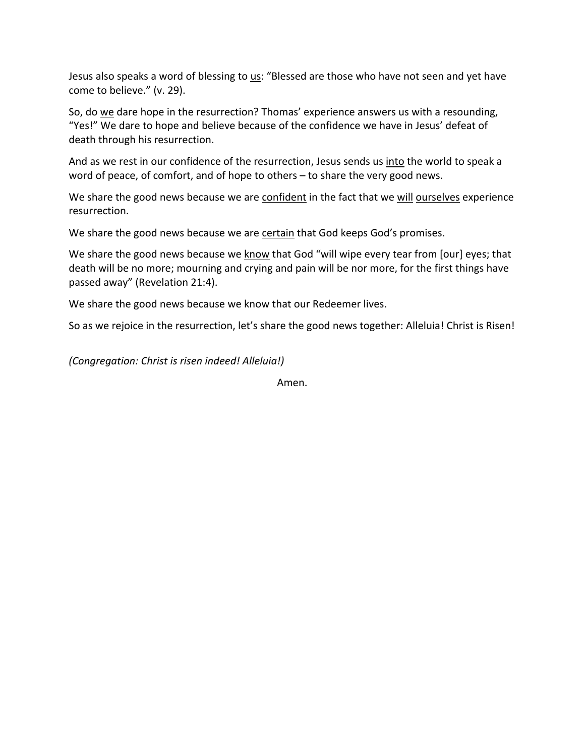Jesus also speaks a word of blessing to <u>us</u>: "Blessed are those who have not seen and yet have come to believe." (v. 29).

So, do <u>we</u> dare hope in the resurrection? Thomas' experience answers us with a resounding, "Yes!" We dare to hope and believe because of the confidence we have in Jesus' defeat of death through his resurrection.

And as we rest in our confidence of the resurrection, Jesus sends us <u>into</u> the world to speak a word of peace, of comfort, and of hope to others – to share the very good news.

We share the good news because we are <u>confident</u> in the fact that we <u>will</u> <u>ourselves</u> experience resurrection.

We share the good news because we are <u>certain</u> that God keeps God's promises.

We share the good news because we <u>know</u> that God "will wipe every tear from [our] eyes; that death will be no more; mourning and crying and pain will be nor more, for the first things have passed away" (Revelation 21:4).

We share the good news because we know that our Redeemer lives.

So as we rejoice in the resurrection, let's share the good news together: Alleluia! Christ is Risen!

*(Congregation: Christ is risen indeed! Alleluia!)*

Amen.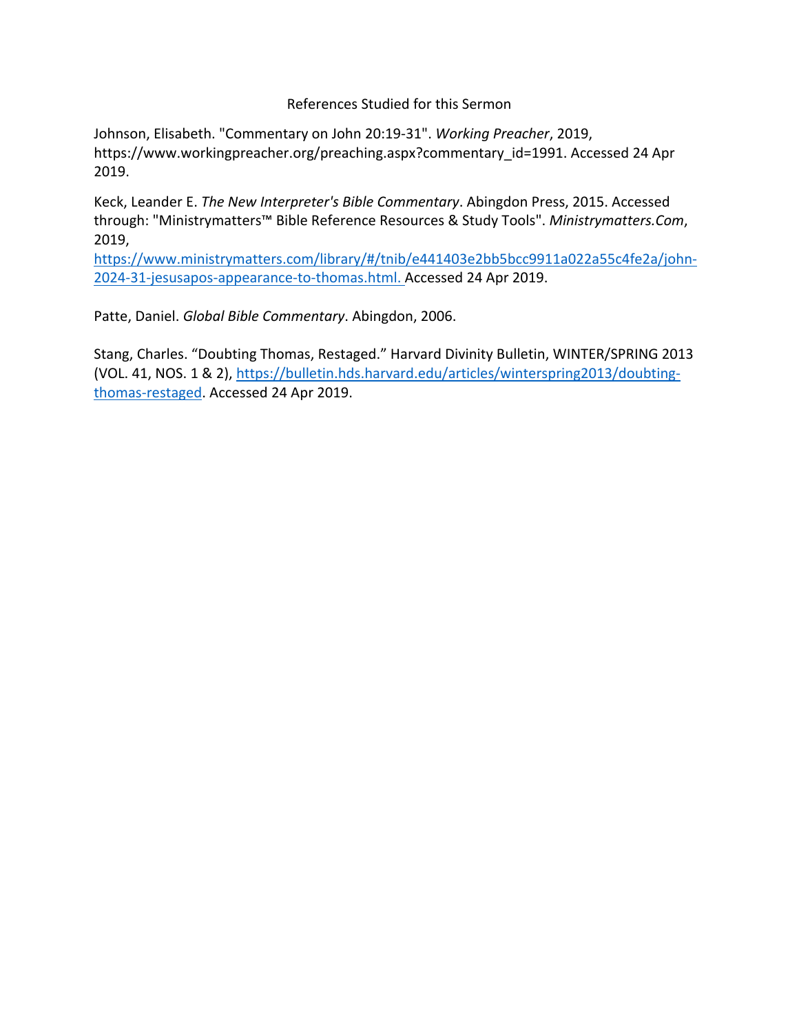References Studied for this Sermon

Johnson, Elisabeth. "Commentary on John 20:19-31". *Working Preacher*, 2019, https://www.workingpreacher.org/preaching.aspx?commentary_id=1991. Accessed 24 Apr 2019.

Keck, Leander E. *The New Interpreter's Bible Commentary*. Abingdon Press, 2015. Accessed through: "Ministrymatters™ Bible Reference Resources & Study Tools". *Ministrymatters.Com*, 2019, https://www.ministrymatters.com/library/#/tnib/e441403e2bb5bcc9911a022a55c4fe2a/john-2024-31-jesusapos-appearance-to-thomas.html. Accessed 24 Apr 2019.

Patte, Daniel. *Global Bible Commentary*. Abingdon, 2006.

Stang, Charles. "Doubting Thomas, Restaged." Harvard Divinity Bulletin, WINTER/SPRING 2013 (VOL. 41, NOS. 1 & 2), https://bulletin.hds.harvard.edu/articles/winterspring2013/doubting-thomas-restaged. Accessed 24 Apr 2019.